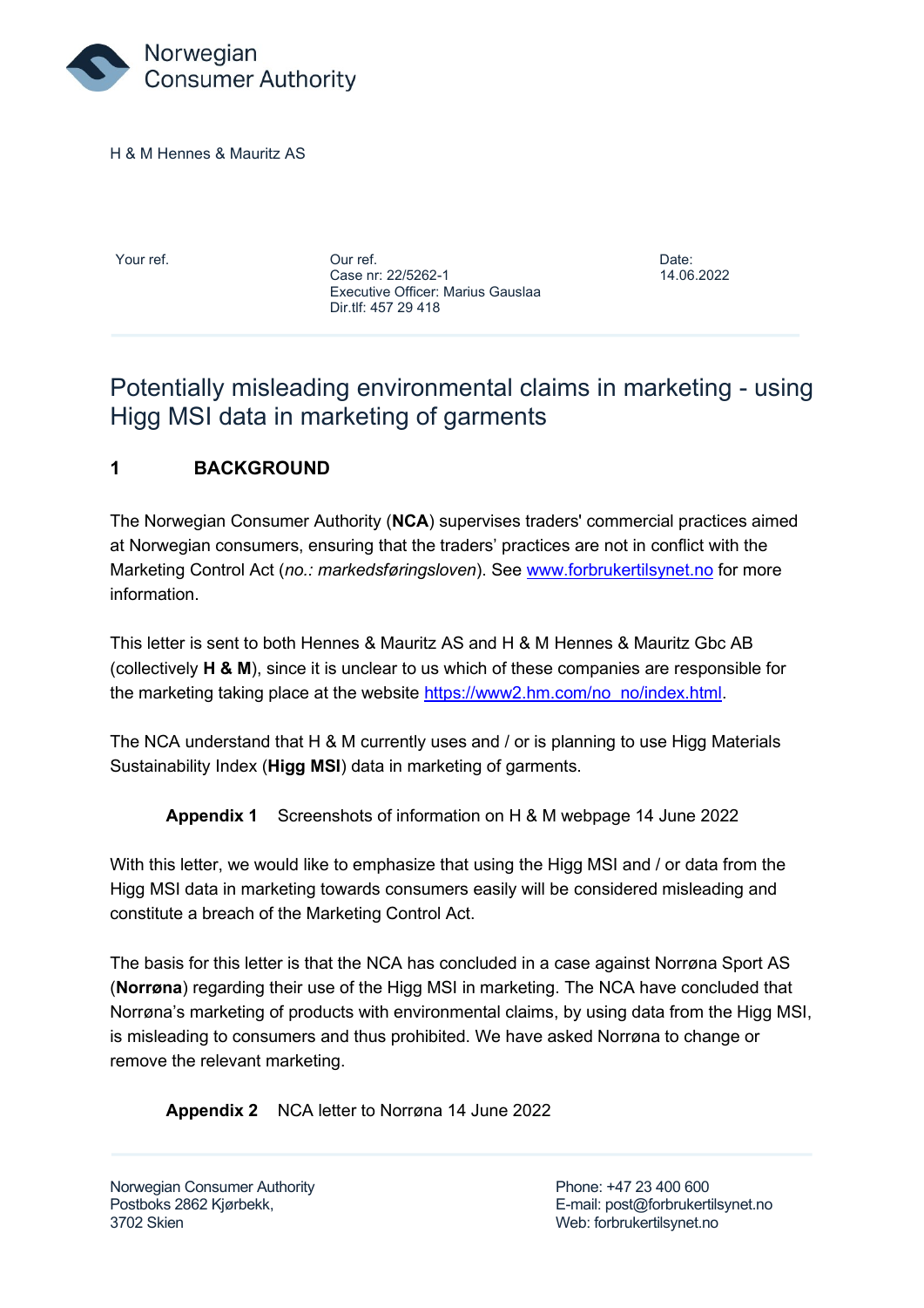Norwegian Consumer Authority

H & M Hennes & Mauritz AS

| Your ref. | Our ref. | Date: |
| --- | --- | --- |
| | Case nr: 22/5262-1<br>Executive Officer: Marius Gauslaa<br>Dir.tlf: 457 29 418 | 14.06.2022 |

# Potentially misleading environmental claims in marketing - using Higg MSI data in marketing of garments

## 1 BACKGROUND

The Norwegian Consumer Authority (**NCA**) supervises traders' commercial practices aimed at Norwegian consumers, ensuring that the traders' practices are not in conflict with the Marketing Control Act (*no.: markedsføringsloven*). See www.forbrukertilsynet.no for more information.

This letter is sent to both Hennes & Mauritz AS and H & M Hennes & Mauritz Gbc AB (collectively **H & M**), since it is unclear to us which of these companies are responsible for the marketing taking place at the website https://www2.hm.com/no_no/index.html.

The NCA understand that H & M currently uses and / or is planning to use Higg Materials Sustainability Index (**Higg MSI**) data in marketing of garments.

**Appendix 1** Screenshots of information on H & M webpage 14 June 2022

With this letter, we would like to emphasize that using the Higg MSI and / or data from the Higg MSI data in marketing towards consumers easily will be considered misleading and constitute a breach of the Marketing Control Act.

The basis for this letter is that the NCA has concluded in a case against Norrøna Sport AS (**Norrøna**) regarding their use of the Higg MSI in marketing. The NCA have concluded that Norrøna's marketing of products with environmental claims, by using data from the Higg MSI, is misleading to consumers and thus prohibited. We have asked Norrøna to change or remove the relevant marketing.

**Appendix 2** NCA letter to Norrøna 14 June 2022

Norwegian Consumer Authority
Postboks 2862 Kjørbekk,
3702 Skien

Phone: +47 23 400 600
E-mail: post@forbrukertilsynet.no
Web: forbrukertilsynet.no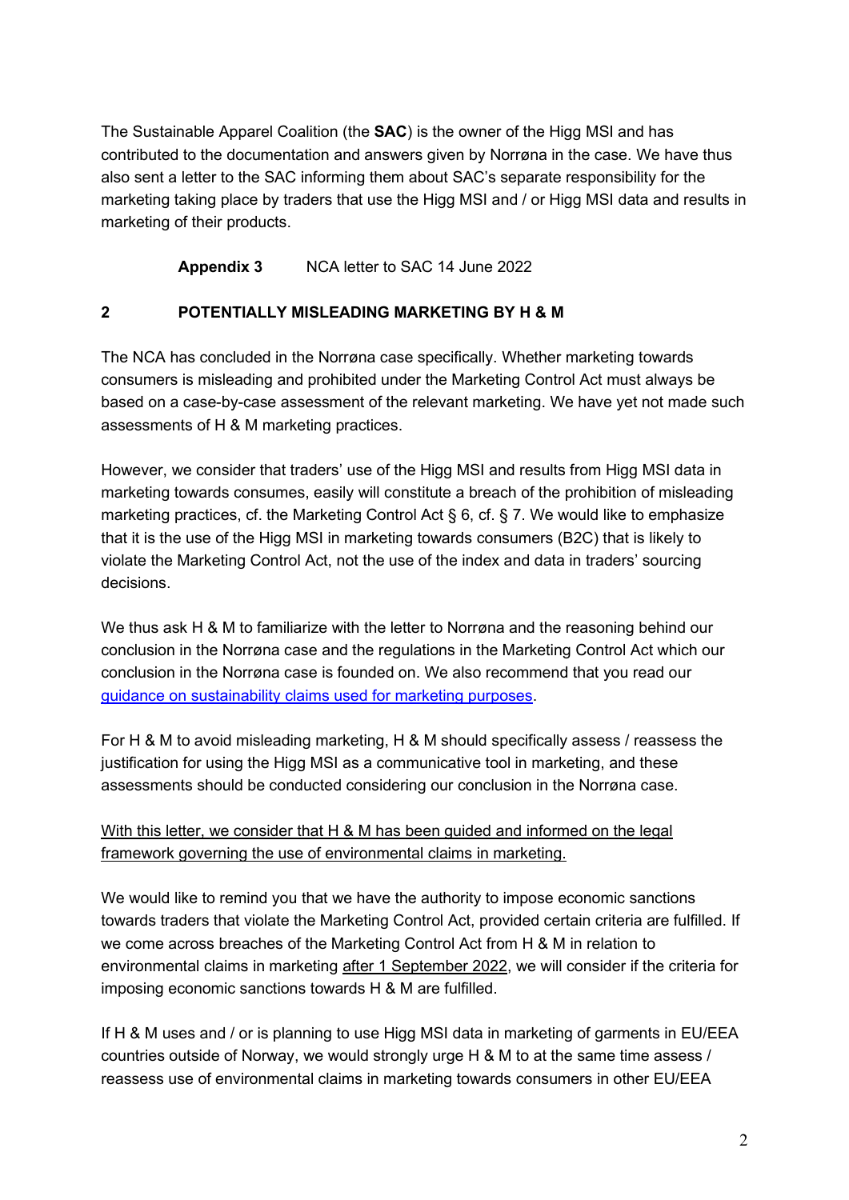The Sustainable Apparel Coalition (the **SAC**) is the owner of the Higg MSI and has contributed to the documentation and answers given by Norrøna in the case. We have thus also sent a letter to the SAC informing them about SAC's separate responsibility for the marketing taking place by traders that use the Higg MSI and / or Higg MSI data and results in marketing of their products.

**Appendix 3** NCA letter to SAC 14 June 2022

## 2 POTENTIALLY MISLEADING MARKETING BY H & M

The NCA has concluded in the Norrøna case specifically. Whether marketing towards consumers is misleading and prohibited under the Marketing Control Act must always be based on a case-by-case assessment of the relevant marketing. We have yet not made such assessments of H & M marketing practices.

However, we consider that traders' use of the Higg MSI and results from Higg MSI data in marketing towards consumes, easily will constitute a breach of the prohibition of misleading marketing practices, cf. the Marketing Control Act § 6, cf. § 7. We would like to emphasize that it is the use of the Higg MSI in marketing towards consumers (B2C) that is likely to violate the Marketing Control Act, not the use of the index and data in traders' sourcing decisions.

We thus ask H & M to familiarize with the letter to Norrøna and the reasoning behind our conclusion in the Norrøna case and the regulations in the Marketing Control Act which our conclusion in the Norrøna case is founded on. We also recommend that you read our guidance on sustainability claims used for marketing purposes.

For H & M to avoid misleading marketing, H & M should specifically assess / reassess the justification for using the Higg MSI as a communicative tool in marketing, and these assessments should be conducted considering our conclusion in the Norrøna case.

With this letter, we consider that H & M has been guided and informed on the legal framework governing the use of environmental claims in marketing.

We would like to remind you that we have the authority to impose economic sanctions towards traders that violate the Marketing Control Act, provided certain criteria are fulfilled. If we come across breaches of the Marketing Control Act from H & M in relation to environmental claims in marketing after 1 September 2022, we will consider if the criteria for imposing economic sanctions towards H & M are fulfilled.

If H & M uses and / or is planning to use Higg MSI data in marketing of garments in EU/EEA countries outside of Norway, we would strongly urge H & M to at the same time assess / reassess use of environmental claims in marketing towards consumers in other EU/EEA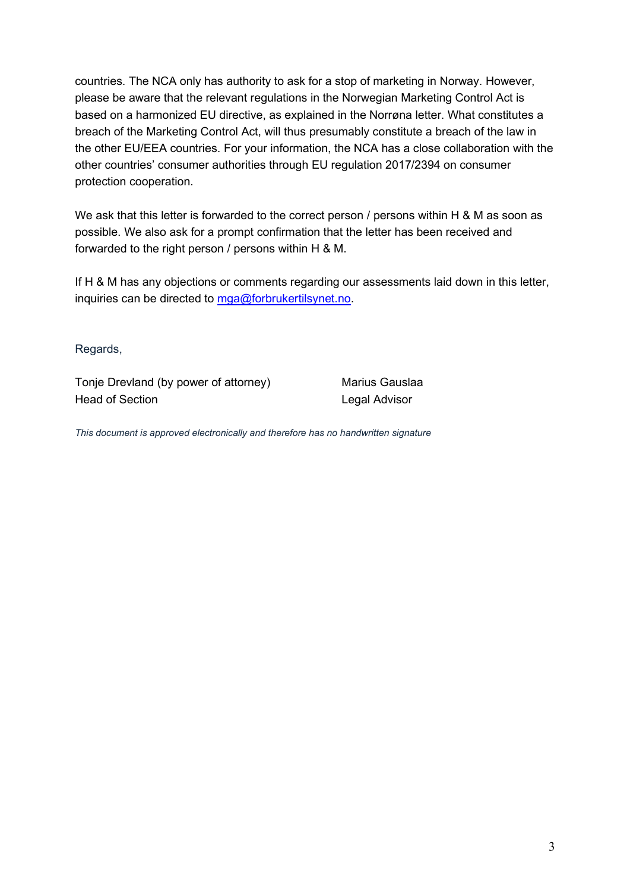countries. The NCA only has authority to ask for a stop of marketing in Norway. However, please be aware that the relevant regulations in the Norwegian Marketing Control Act is based on a harmonized EU directive, as explained in the Norrøna letter. What constitutes a breach of the Marketing Control Act, will thus presumably constitute a breach of the law in the other EU/EEA countries. For your information, the NCA has a close collaboration with the other countries' consumer authorities through EU regulation 2017/2394 on consumer protection cooperation.

We ask that this letter is forwarded to the correct person / persons within H & M as soon as possible. We also ask for a prompt confirmation that the letter has been received and forwarded to the right person / persons within H & M.

If H & M has any objections or comments regarding our assessments laid down in this letter, inquiries can be directed to [mga@forbrukertilsynet.no](mailto:mga@forbrukertilsynet.no).

Regards,

Tonje Drevland (by power of attorney)
Head of Section

Marius Gauslaa
Legal Advisor

*This document is approved electronically and therefore has no handwritten signature*